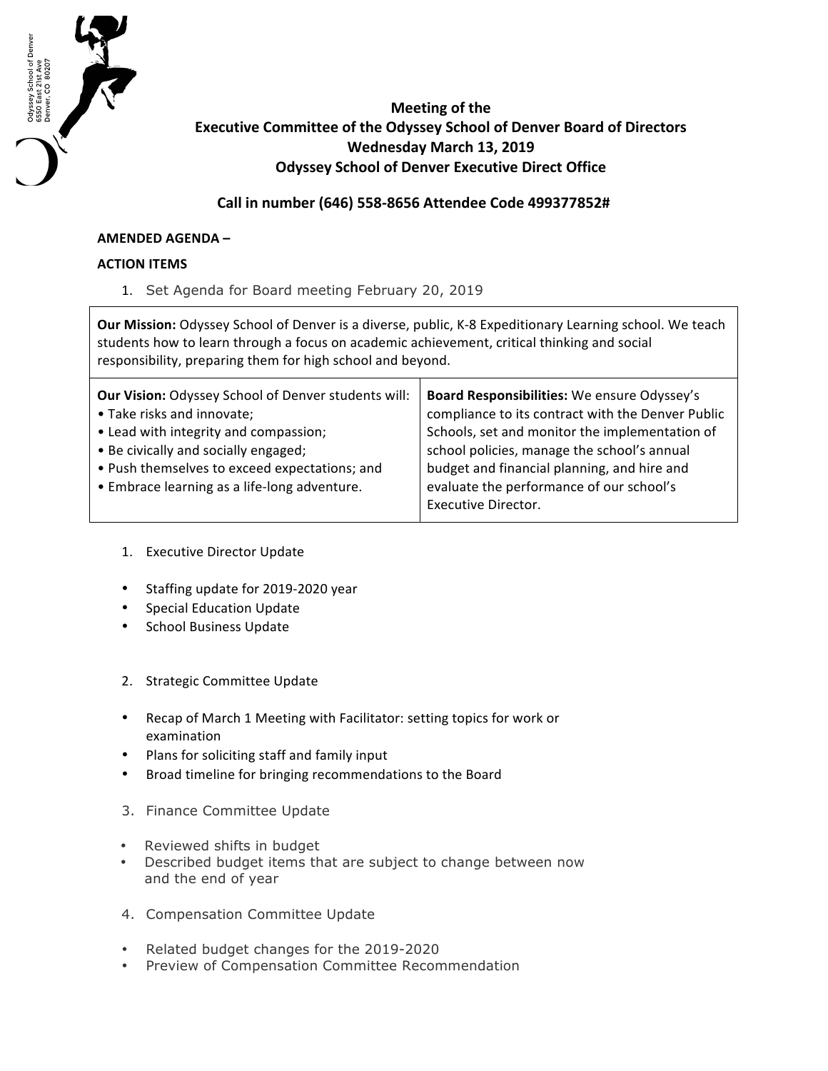Odyssey School of Denver
6550 East 21st Ave
Denver, CO 80207

**Meeting of the**
**Executive Committee of the Odyssey School of Denver Board of Directors**
**Wednesday March 13, 2019**
**Odyssey School of Denver Executive Direct Office**

**Call in number (646) 558-8656 Attendee Code 499377852#**

**AMENDED AGENDA –**

**ACTION ITEMS**

1. Set Agenda for Board meeting February 20, 2019

| **Our Mission:** Odyssey School of Denver is a diverse, public, K-8 Expeditionary Learning school. We teach students how to learn through a focus on academic achievement, critical thinking and social responsibility, preparing them for high school and beyond. | |
|---|---|
| **Our Vision:** Odyssey School of Denver students will:<br>• Take risks and innovate;<br>• Lead with integrity and compassion;<br>• Be civically and socially engaged;<br>• Push themselves to exceed expectations; and<br>• Embrace learning as a life-long adventure. | **Board Responsibilities:** We ensure Odyssey's compliance to its contract with the Denver Public Schools, set and monitor the implementation of school policies, manage the school's annual budget and financial planning, and hire and evaluate the performance of our school's Executive Director. |

1. Executive Director Update

- Staffing update for 2019-2020 year
- Special Education Update
- School Business Update

2. Strategic Committee Update

- Recap of March 1 Meeting with Facilitator: setting topics for work or examination
- Plans for soliciting staff and family input
- Broad timeline for bringing recommendations to the Board

3. Finance Committee Update

- Reviewed shifts in budget
- Described budget items that are subject to change between now and the end of year

4. Compensation Committee Update

- Related budget changes for the 2019-2020
- Preview of Compensation Committee Recommendation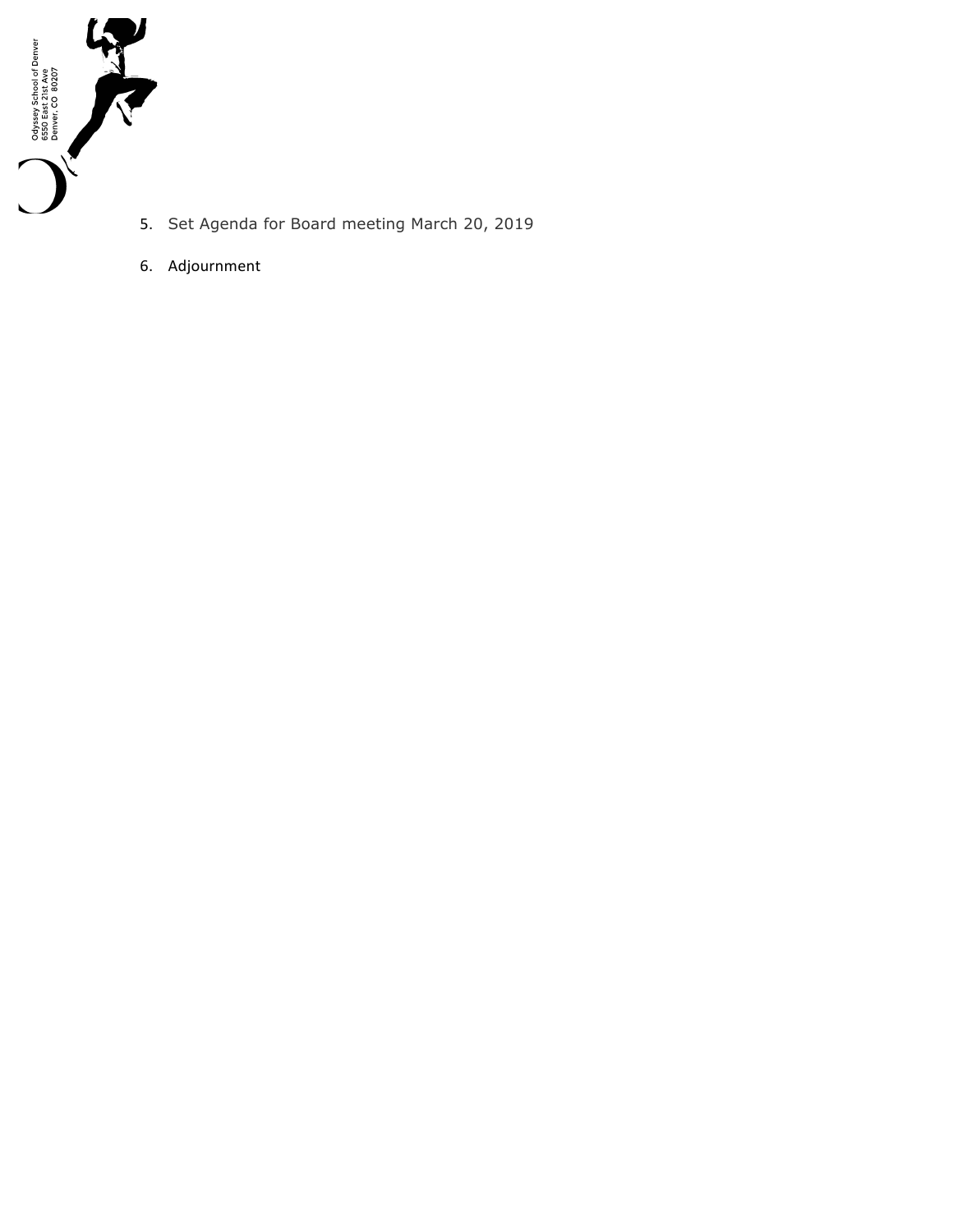5. Set Agenda for Board meeting March 20, 2019

6. Adjournment